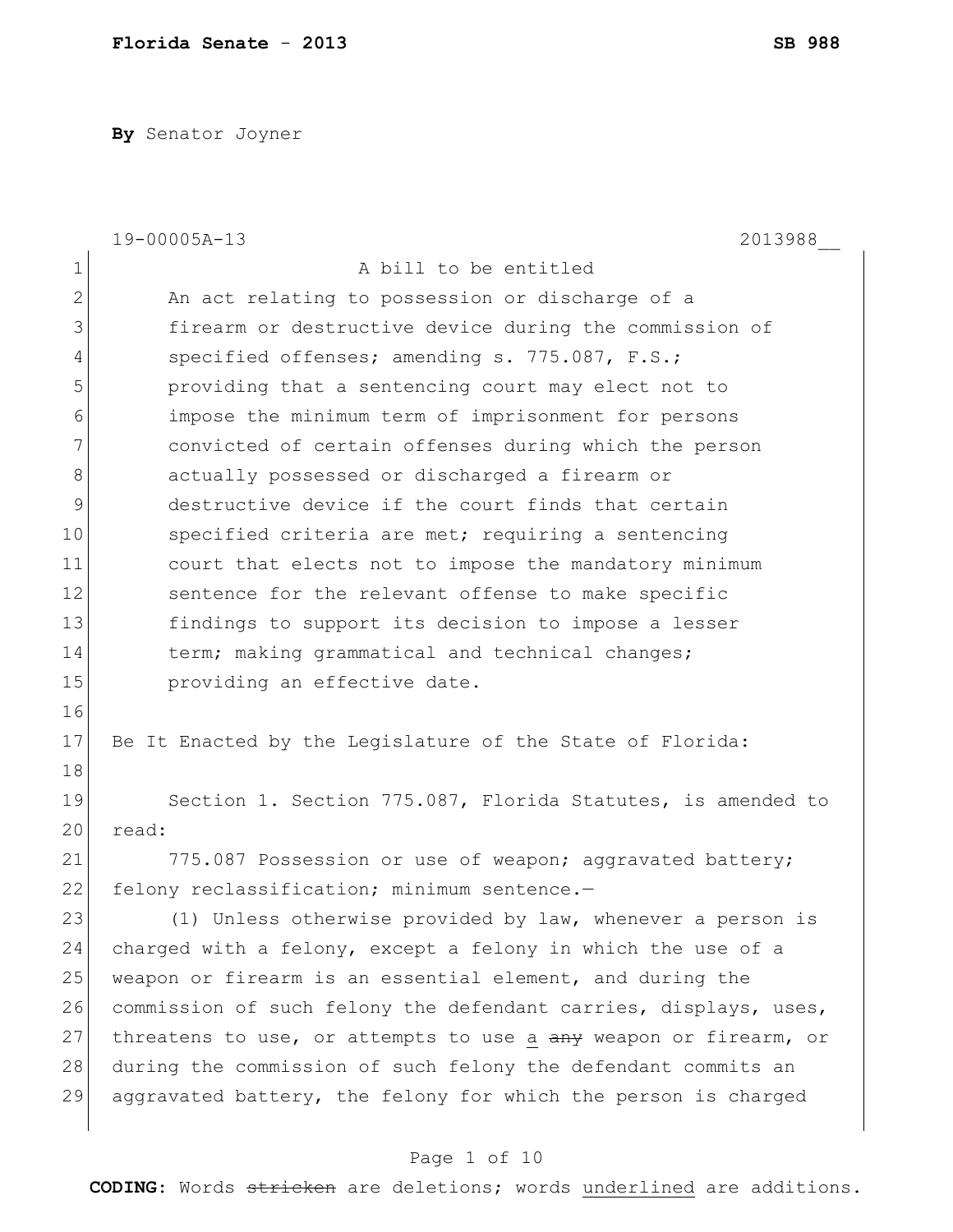By Senator Joyner

19-00005A-13 2013988__

A bill to be entitled

An act relating to possession or discharge of a firearm or destructive device during the commission of specified offenses; amending s. 775.087, F.S.; providing that a sentencing court may elect not to impose the minimum term of imprisonment for persons convicted of certain offenses during which the person actually possessed or discharged a firearm or destructive device if the court finds that certain specified criteria are met; requiring a sentencing court that elects not to impose the mandatory minimum sentence for the relevant offense to make specific findings to support its decision to impose a lesser term; making grammatical and technical changes; providing an effective date.

Be It Enacted by the Legislature of the State of Florida:

Section 1. Section 775.087, Florida Statutes, is amended to read:

775.087 Possession or use of weapon; aggravated battery; felony reclassification; minimum sentence.—

(1) Unless otherwise provided by law, whenever a person is charged with a felony, except a felony in which the use of a weapon or firearm is an essential element, and during the commission of such felony the defendant carries, displays, uses, threatens to use, or attempts to use <u>a</u> ~~any~~ weapon or firearm, or during the commission of such felony the defendant commits an aggravated battery, the felony for which the person is charged

**CODING:** Words ~~stricken~~ are deletions; words <u>underlined</u> are additions.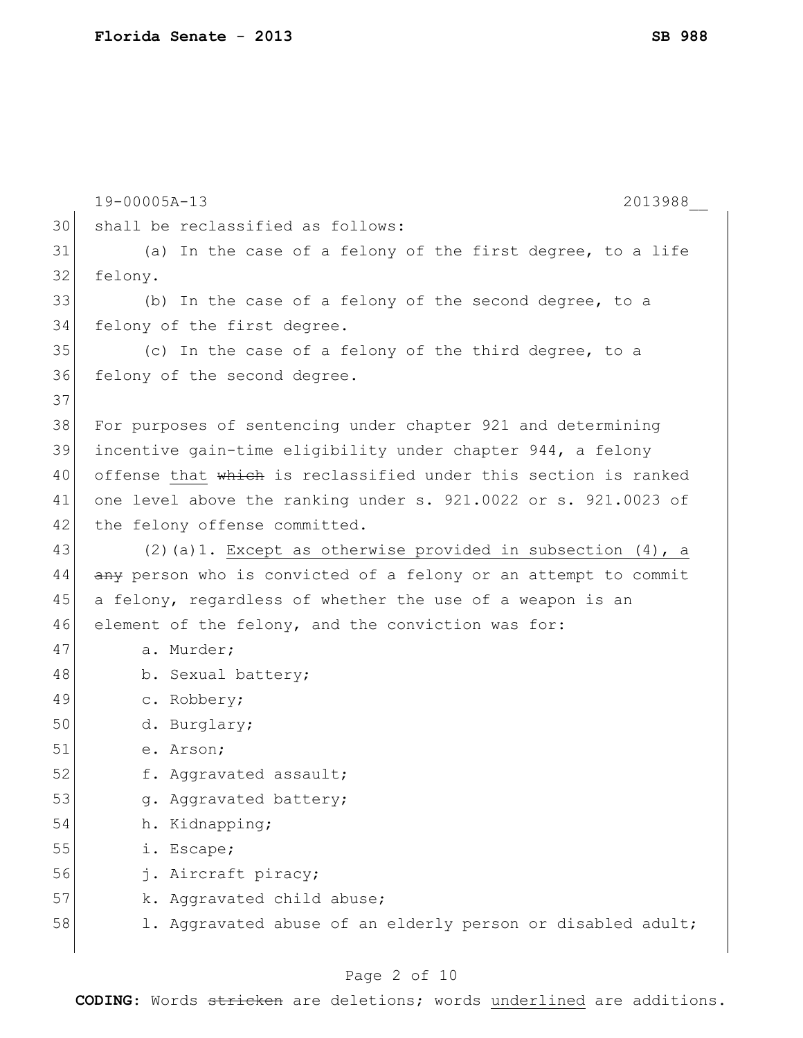19-00005A-13 2013988__

30 shall be reclassified as follows:

31 (a) In the case of a felony of the first degree, to a life

32 felony.

33 (b) In the case of a felony of the second degree, to a

34 felony of the first degree.

35 (c) In the case of a felony of the third degree, to a

36 felony of the second degree.

37

38 For purposes of sentencing under chapter 921 and determining

39 incentive gain-time eligibility under chapter 944, a felony

40 offense <u>that</u> ~~which~~ is reclassified under this section is ranked

41 one level above the ranking under s. 921.0022 or s. 921.0023 of

42 the felony offense committed.

43 (2)(a)1. <u>Except as otherwise provided in subsection (4), a</u>

44 ~~any~~ person who is convicted of a felony or an attempt to commit

45 a felony, regardless of whether the use of a weapon is an

46 element of the felony, and the conviction was for:

47 a. Murder;

48 b. Sexual battery;

49 c. Robbery;

50 d. Burglary;

51 e. Arson;

52 f. Aggravated assault;

53 g. Aggravated battery;

54 h. Kidnapping;

55 i. Escape;

56 j. Aircraft piracy;

57 k. Aggravated child abuse;

58 l. Aggravated abuse of an elderly person or disabled adult;

**CODING:** Words ~~stricken~~ are deletions; words <u>underlined</u> are additions.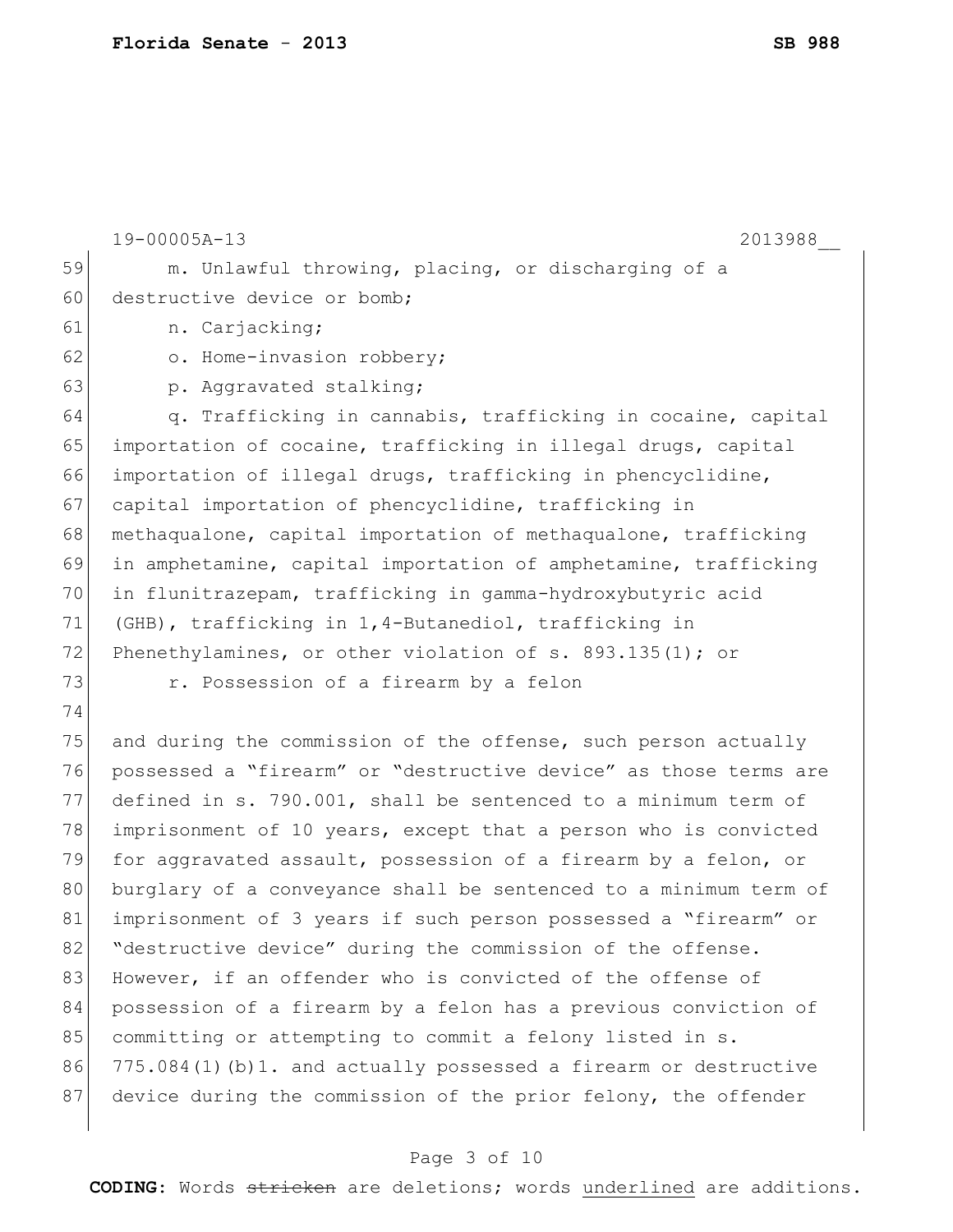m. Unlawful throwing, placing, or discharging of a destructive device or bomb;

n. Carjacking;

o. Home-invasion robbery;

p. Aggravated stalking;

q. Trafficking in cannabis, trafficking in cocaine, capital importation of cocaine, trafficking in illegal drugs, capital importation of illegal drugs, trafficking in phencyclidine, capital importation of phencyclidine, trafficking in methaqualone, capital importation of methaqualone, trafficking in amphetamine, capital importation of amphetamine, trafficking in flunitrazepam, trafficking in gamma-hydroxybutyric acid (GHB), trafficking in 1,4-Butanediol, trafficking in Phenethylamines, or other violation of s. 893.135(1); or

r. Possession of a firearm by a felon

and during the commission of the offense, such person actually possessed a "firearm" or "destructive device" as those terms are defined in s. 790.001, shall be sentenced to a minimum term of imprisonment of 10 years, except that a person who is convicted for aggravated assault, possession of a firearm by a felon, or burglary of a conveyance shall be sentenced to a minimum term of imprisonment of 3 years if such person possessed a "firearm" or "destructive device" during the commission of the offense. However, if an offender who is convicted of the offense of possession of a firearm by a felon has a previous conviction of committing or attempting to commit a felony listed in s. 775.084(1)(b)1. and actually possessed a firearm or destructive device during the commission of the prior felony, the offender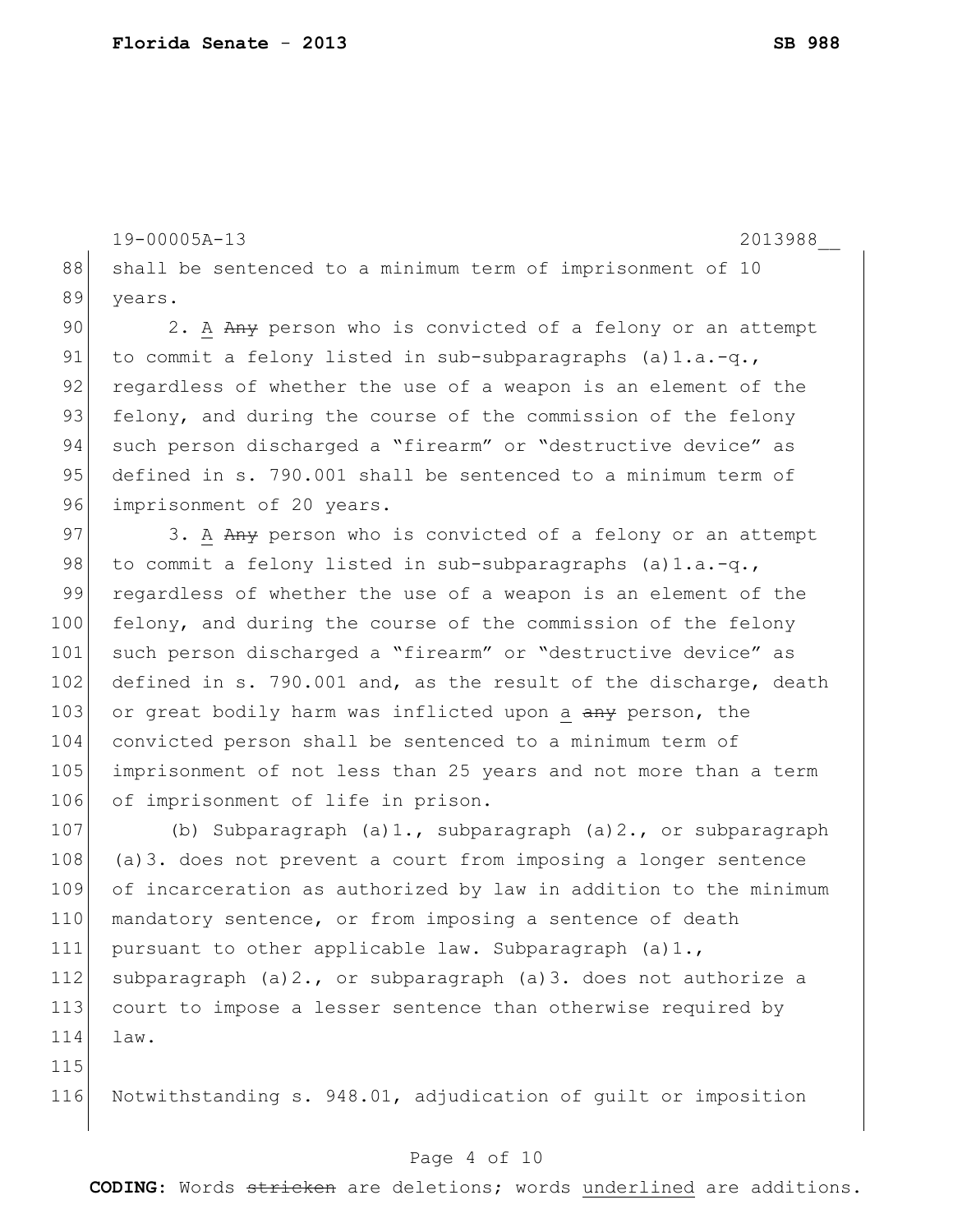shall be sentenced to a minimum term of imprisonment of 10 years.

2. <u>A</u> ~~Any~~ person who is convicted of a felony or an attempt to commit a felony listed in sub-subparagraphs (a)1.a.-q., regardless of whether the use of a weapon is an element of the felony, and during the course of the commission of the felony such person discharged a "firearm" or "destructive device" as defined in s. 790.001 shall be sentenced to a minimum term of imprisonment of 20 years.

3. <u>A</u> ~~Any~~ person who is convicted of a felony or an attempt to commit a felony listed in sub-subparagraphs (a)1.a.-q., regardless of whether the use of a weapon is an element of the felony, and during the course of the commission of the felony such person discharged a "firearm" or "destructive device" as defined in s. 790.001 and, as the result of the discharge, death or great bodily harm was inflicted upon <u>a</u> ~~any~~ person, the convicted person shall be sentenced to a minimum term of imprisonment of not less than 25 years and not more than a term of imprisonment of life in prison.

(b) Subparagraph (a)1., subparagraph (a)2., or subparagraph (a)3. does not prevent a court from imposing a longer sentence of incarceration as authorized by law in addition to the minimum mandatory sentence, or from imposing a sentence of death pursuant to other applicable law. Subparagraph (a)1., subparagraph (a)2., or subparagraph (a)3. does not authorize a court to impose a lesser sentence than otherwise required by law.

Notwithstanding s. 948.01, adjudication of guilt or imposition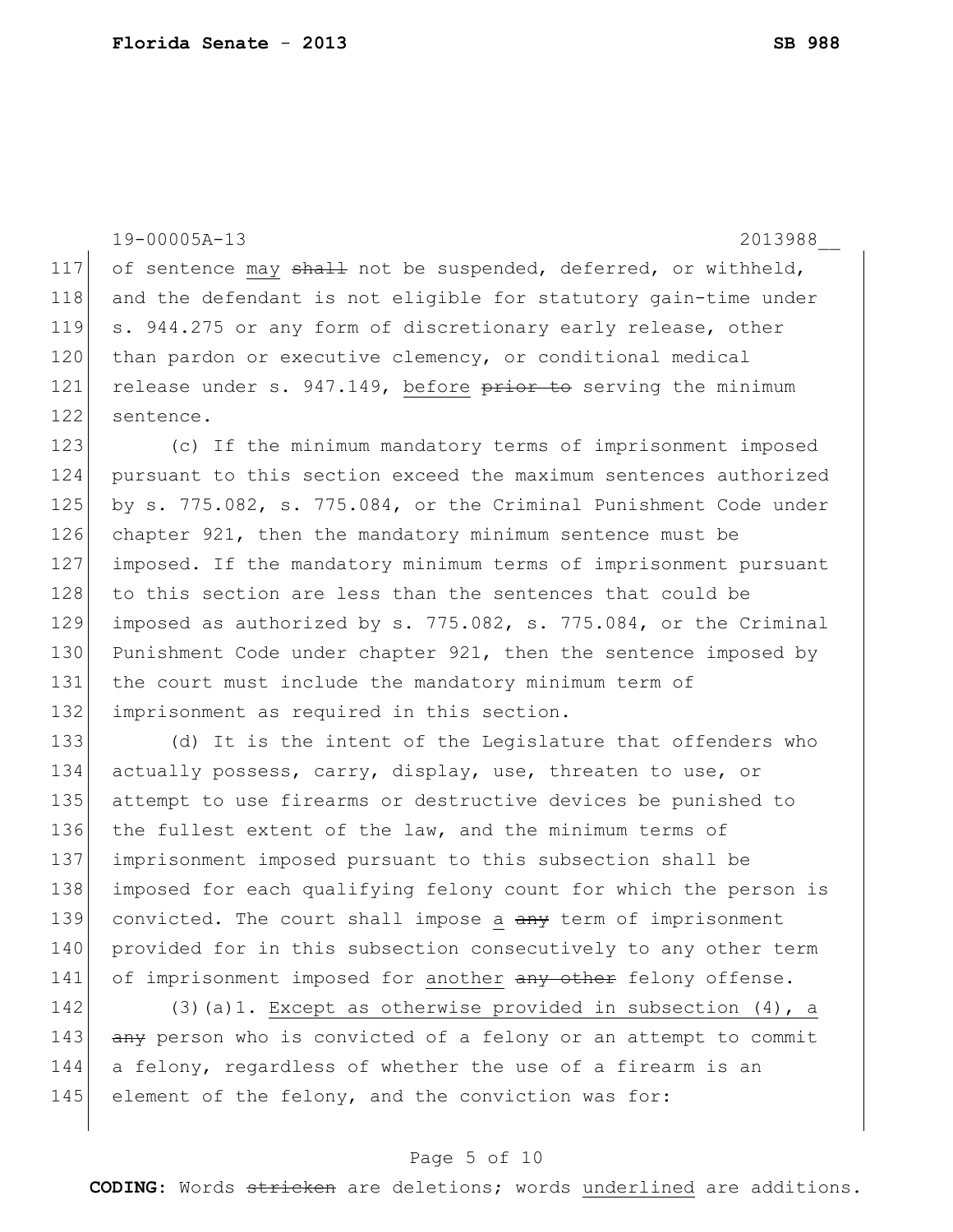of sentence may ~~shall~~ not be suspended, deferred, or withheld, and the defendant is not eligible for statutory gain-time under s. 944.275 or any form of discretionary early release, other than pardon or executive clemency, or conditional medical release under s. 947.149, before ~~prior to~~ serving the minimum sentence.

(c) If the minimum mandatory terms of imprisonment imposed pursuant to this section exceed the maximum sentences authorized by s. 775.082, s. 775.084, or the Criminal Punishment Code under chapter 921, then the mandatory minimum sentence must be imposed. If the mandatory minimum terms of imprisonment pursuant to this section are less than the sentences that could be imposed as authorized by s. 775.082, s. 775.084, or the Criminal Punishment Code under chapter 921, then the sentence imposed by the court must include the mandatory minimum term of imprisonment as required in this section.

(d) It is the intent of the Legislature that offenders who actually possess, carry, display, use, threaten to use, or attempt to use firearms or destructive devices be punished to the fullest extent of the law, and the minimum terms of imprisonment imposed pursuant to this subsection shall be imposed for each qualifying felony count for which the person is convicted. The court shall impose a ~~any~~ term of imprisonment provided for in this subsection consecutively to any other term of imprisonment imposed for another ~~any other~~ felony offense.

(3)(a)1. Except as otherwise provided in subsection (4), a ~~any~~ person who is convicted of a felony or an attempt to commit a felony, regardless of whether the use of a firearm is an element of the felony, and the conviction was for: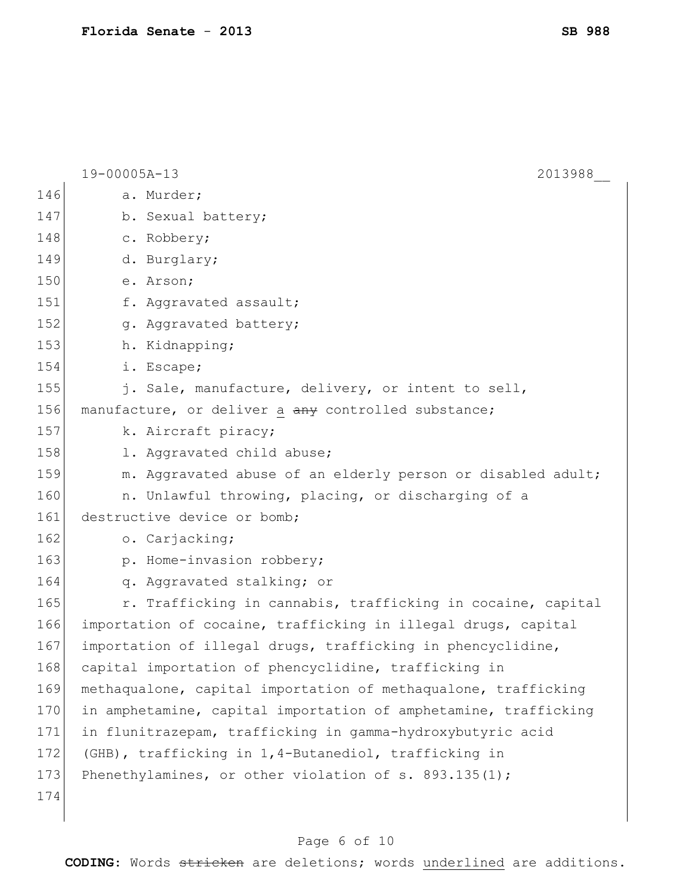a. Murder;

b. Sexual battery;

c. Robbery;

d. Burglary;

e. Arson;

f. Aggravated assault;

g. Aggravated battery;

h. Kidnapping;

i. Escape;

j. Sale, manufacture, delivery, or intent to sell, manufacture, or deliver <u>a</u> ~~any~~ controlled substance;

k. Aircraft piracy;

l. Aggravated child abuse;

m. Aggravated abuse of an elderly person or disabled adult;

n. Unlawful throwing, placing, or discharging of a destructive device or bomb;

o. Carjacking;

p. Home-invasion robbery;

q. Aggravated stalking; or

r. Trafficking in cannabis, trafficking in cocaine, capital importation of cocaine, trafficking in illegal drugs, capital importation of illegal drugs, trafficking in phencyclidine, capital importation of phencyclidine, trafficking in methaqualone, capital importation of methaqualone, trafficking in amphetamine, capital importation of amphetamine, trafficking in flunitrazepam, trafficking in gamma-hydroxybutyric acid (GHB), trafficking in 1,4-Butanediol, trafficking in Phenethylamines, or other violation of s. 893.135(1);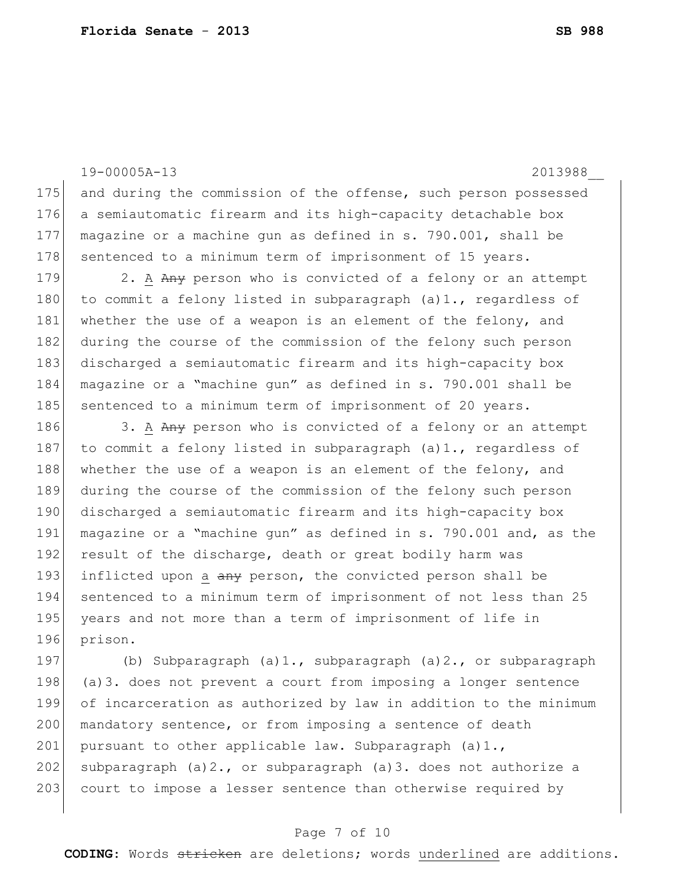and during the commission of the offense, such person possessed a semiautomatic firearm and its high-capacity detachable box magazine or a machine gun as defined in s. 790.001, shall be sentenced to a minimum term of imprisonment of 15 years.

2. <u>A</u> ~~Any~~ person who is convicted of a felony or an attempt to commit a felony listed in subparagraph (a)1., regardless of whether the use of a weapon is an element of the felony, and during the course of the commission of the felony such person discharged a semiautomatic firearm and its high-capacity box magazine or a "machine gun" as defined in s. 790.001 shall be sentenced to a minimum term of imprisonment of 20 years.

3. <u>A</u> ~~Any~~ person who is convicted of a felony or an attempt to commit a felony listed in subparagraph (a)1., regardless of whether the use of a weapon is an element of the felony, and during the course of the commission of the felony such person discharged a semiautomatic firearm and its high-capacity box magazine or a "machine gun" as defined in s. 790.001 and, as the result of the discharge, death or great bodily harm was inflicted upon <u>a</u> ~~any~~ person, the convicted person shall be sentenced to a minimum term of imprisonment of not less than 25 years and not more than a term of imprisonment of life in prison.

(b) Subparagraph (a)1., subparagraph (a)2., or subparagraph (a)3. does not prevent a court from imposing a longer sentence of incarceration as authorized by law in addition to the minimum mandatory sentence, or from imposing a sentence of death pursuant to other applicable law. Subparagraph (a)1., subparagraph (a)2., or subparagraph (a)3. does not authorize a court to impose a lesser sentence than otherwise required by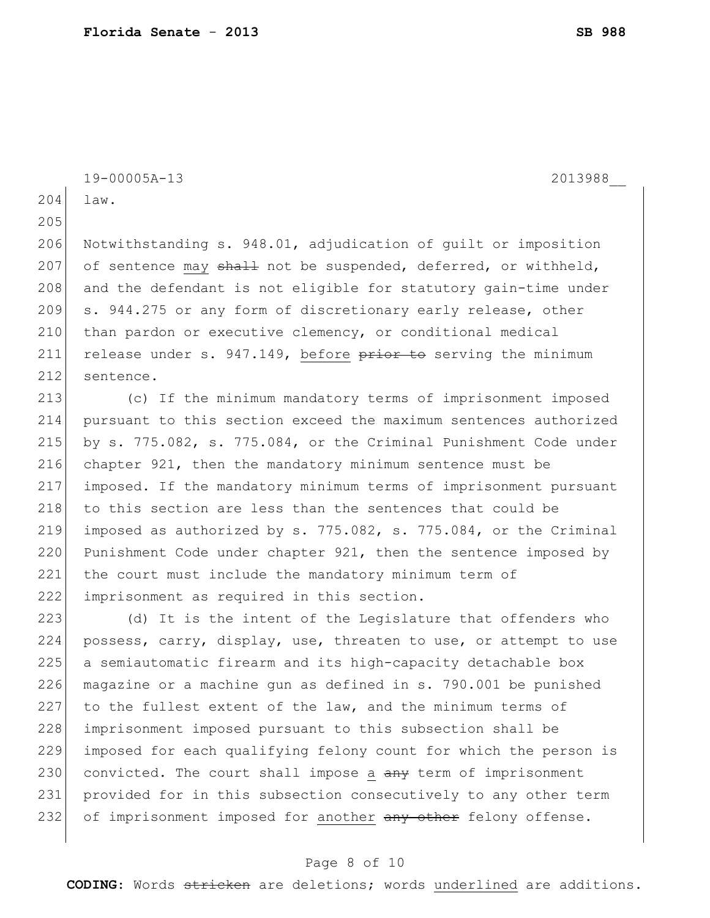law.

Notwithstanding s. 948.01, adjudication of guilt or imposition of sentence <u>may</u> ~~shall~~ not be suspended, deferred, or withheld, and the defendant is not eligible for statutory gain-time under s. 944.275 or any form of discretionary early release, other than pardon or executive clemency, or conditional medical release under s. 947.149, <u>before</u> ~~prior to~~ serving the minimum sentence.

(c) If the minimum mandatory terms of imprisonment imposed pursuant to this section exceed the maximum sentences authorized by s. 775.082, s. 775.084, or the Criminal Punishment Code under chapter 921, then the mandatory minimum sentence must be imposed. If the mandatory minimum terms of imprisonment pursuant to this section are less than the sentences that could be imposed as authorized by s. 775.082, s. 775.084, or the Criminal Punishment Code under chapter 921, then the sentence imposed by the court must include the mandatory minimum term of imprisonment as required in this section.

(d) It is the intent of the Legislature that offenders who possess, carry, display, use, threaten to use, or attempt to use a semiautomatic firearm and its high-capacity detachable box magazine or a machine gun as defined in s. 790.001 be punished to the fullest extent of the law, and the minimum terms of imprisonment imposed pursuant to this subsection shall be imposed for each qualifying felony count for which the person is convicted. The court shall impose <u>a</u> ~~any~~ term of imprisonment provided for in this subsection consecutively to any other term of imprisonment imposed for <u>another</u> ~~any other~~ felony offense.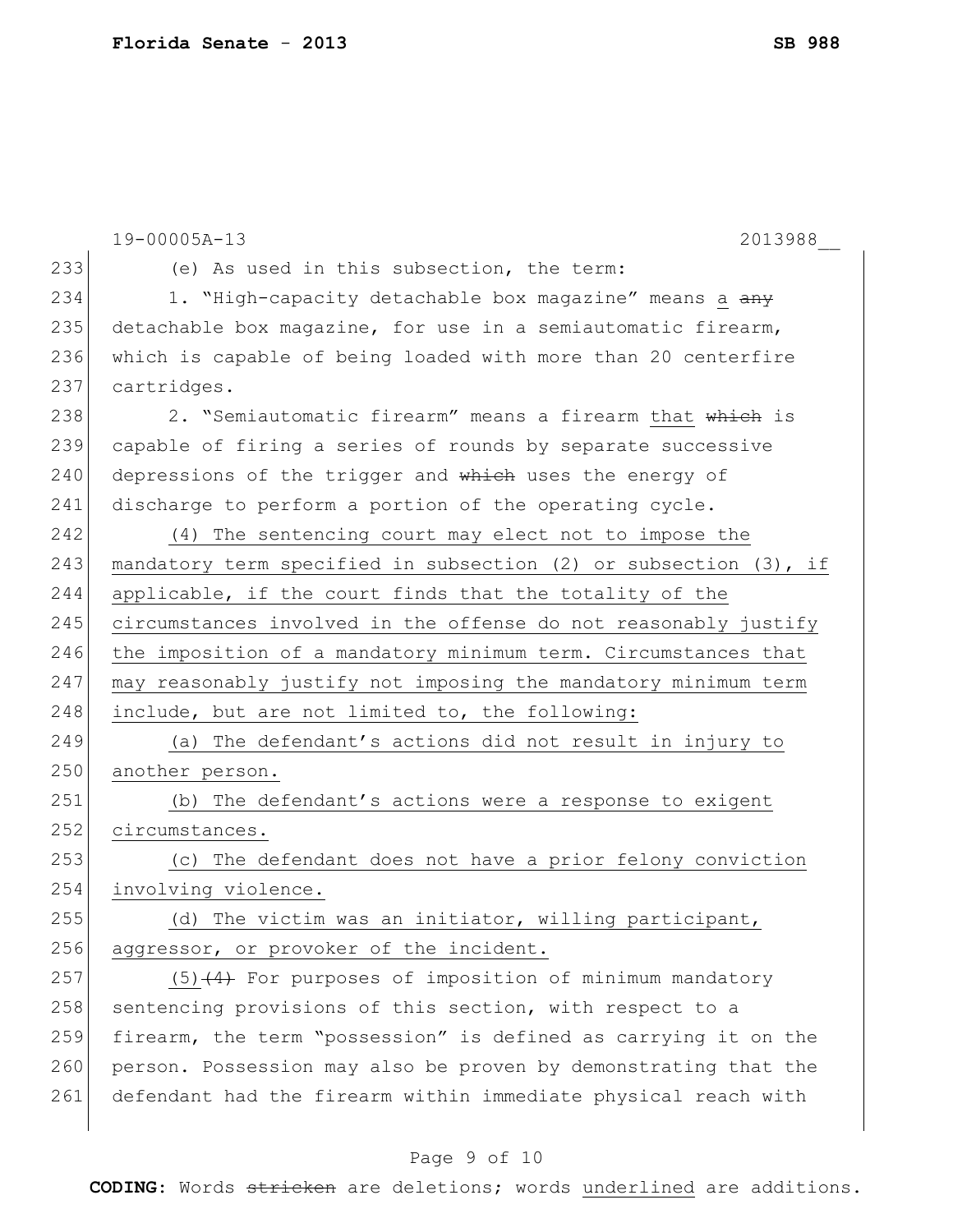(e) As used in this subsection, the term:

1. "High-capacity detachable box magazine" means <u>a</u> ~~any~~ detachable box magazine, for use in a semiautomatic firearm, which is capable of being loaded with more than 20 centerfire cartridges.

2. "Semiautomatic firearm" means a firearm <u>that</u> ~~which~~ is capable of firing a series of rounds by separate successive depressions of the trigger and ~~which~~ uses the energy of discharge to perform a portion of the operating cycle.

<u>(4) The sentencing court may elect not to impose the mandatory term specified in subsection (2) or subsection (3), if applicable, if the court finds that the totality of the circumstances involved in the offense do not reasonably justify the imposition of a mandatory minimum term. Circumstances that may reasonably justify not imposing the mandatory minimum term include, but are not limited to, the following:</u>

<u>(a) The defendant's actions did not result in injury to another person.</u>

<u>(b) The defendant's actions were a response to exigent circumstances.</u>

<u>(c) The defendant does not have a prior felony conviction involving violence.</u>

<u>(d) The victim was an initiator, willing participant, aggressor, or provoker of the incident.</u>

<u>(5)</u>~~(4)~~ For purposes of imposition of minimum mandatory sentencing provisions of this section, with respect to a firearm, the term "possession" is defined as carrying it on the person. Possession may also be proven by demonstrating that the defendant had the firearm within immediate physical reach with

**CODING:** Words ~~stricken~~ are deletions; words <u>underlined</u> are additions.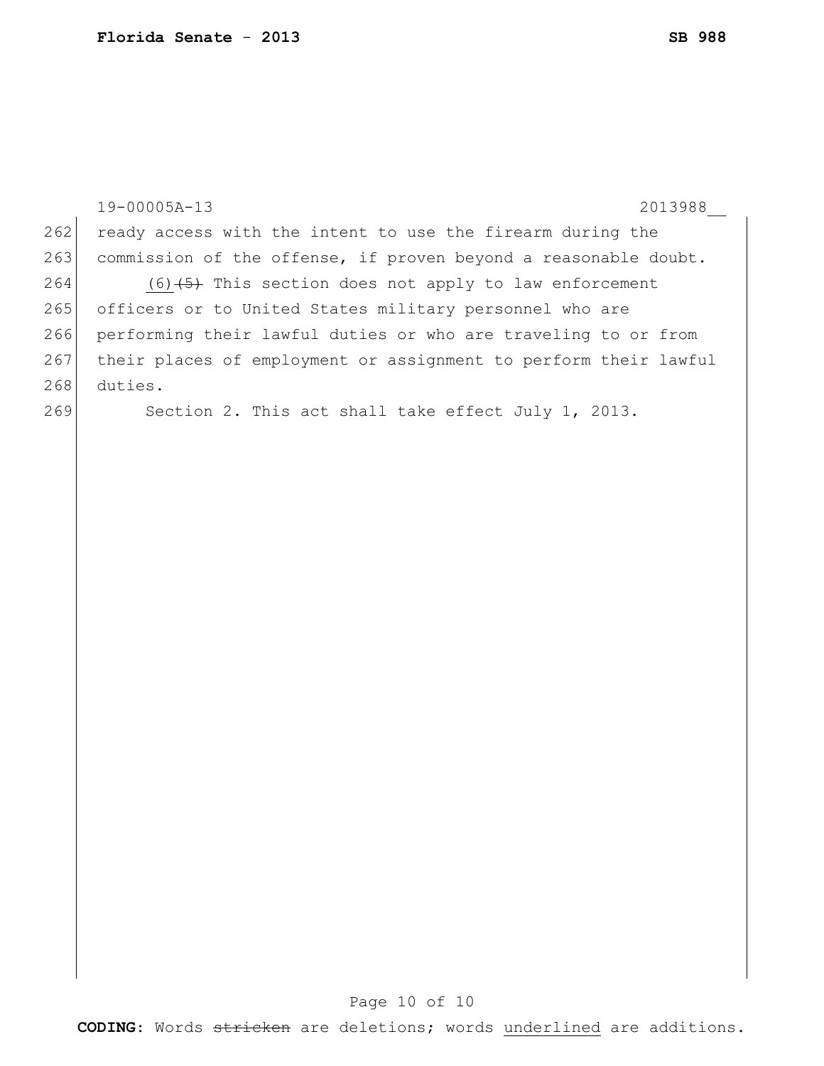19-00005A-13 2013988__

262 ready access with the intent to use the firearm during the
263 commission of the offense, if proven beyond a reasonable doubt.
264 (6)~~(5)~~ This section does not apply to law enforcement
265 officers or to United States military personnel who are
266 performing their lawful duties or who are traveling to or from
267 their places of employment or assignment to perform their lawful
268 duties.
269 Section 2. This act shall take effect July 1, 2013.

**CODING:** Words ~~stricken~~ are deletions; words underlined are additions.